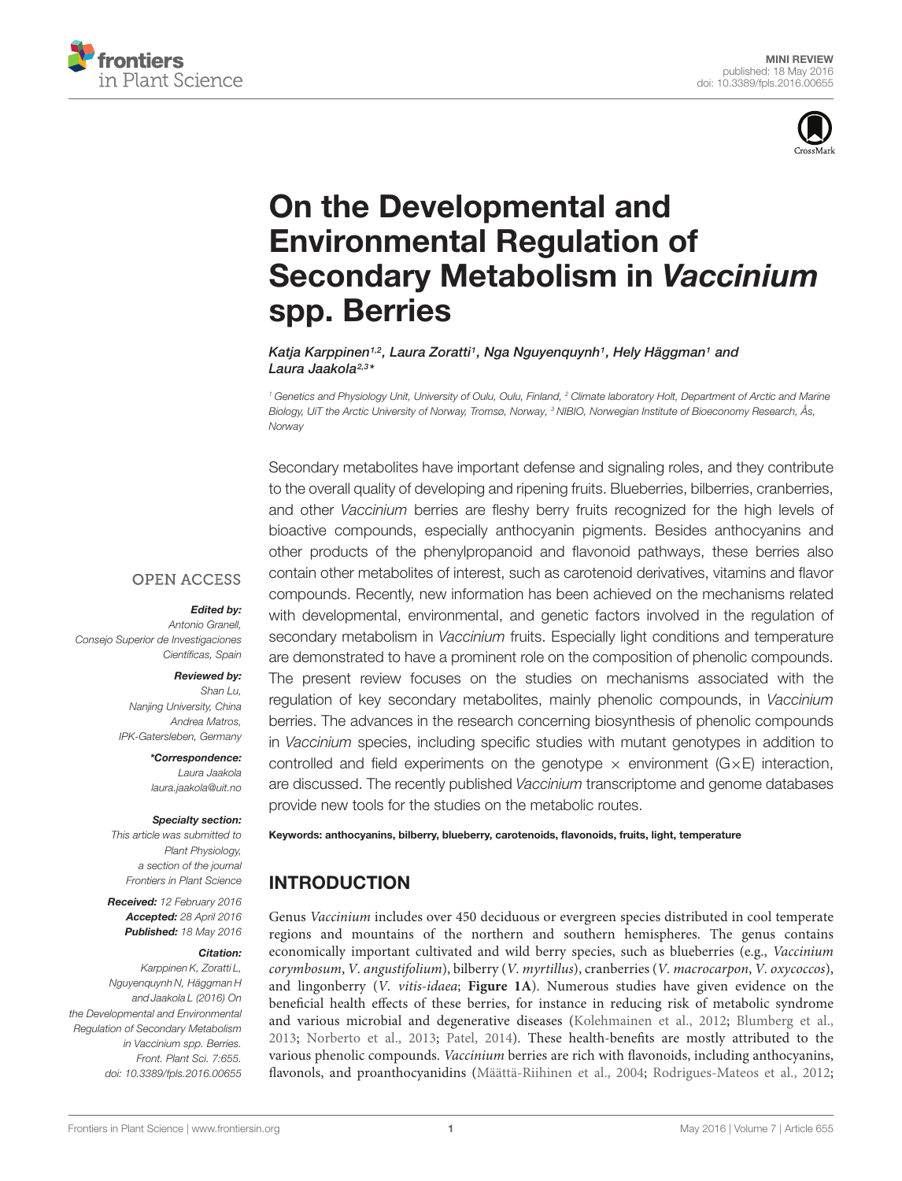MINI REVIEW
published: 18 May 2016
doi: 10.3389/fpls.2016.00655

# On the Developmental and Environmental Regulation of Secondary Metabolism in *Vaccinium* spp. Berries

*Katja Karppinen[1,2], Laura Zoratti[1], Nga Nguyenquynh[1], Hely Häggman[1] and Laura Jaakola[2,3]\**

[1] Genetics and Physiology Unit, University of Oulu, Oulu, Finland, [2] Climate laboratory Holt, Department of Arctic and Marine Biology, UiT the Arctic University of Norway, Tromsø, Norway, [3] NIBIO, Norwegian Institute of Bioeconomy Research, Ås, Norway

OPEN ACCESS

***Edited by:***
Antonio Granell,
Consejo Superior de Investigaciones Científicas, Spain

***Reviewed by:***
Shan Lu,
Nanjing University, China
Andrea Matros,
IPK-Gatersleben, Germany

***\*Correspondence:***
Laura Jaakola
laura.jaakola@uit.no

***Specialty section:***
This article was submitted to Plant Physiology, a section of the journal Frontiers in Plant Science

***Received:*** 12 February 2016
***Accepted:*** 28 April 2016
***Published:*** 18 May 2016

***Citation:***
Karppinen K, Zoratti L, Nguyenquynh N, Häggman H and Jaakola L (2016) On the Developmental and Environmental Regulation of Secondary Metabolism in Vaccinium spp. Berries. Front. Plant Sci. 7:655. doi: 10.3389/fpls.2016.00655

Secondary metabolites have important defense and signaling roles, and they contribute to the overall quality of developing and ripening fruits. Blueberries, bilberries, cranberries, and other *Vaccinium* berries are fleshy berry fruits recognized for the high levels of bioactive compounds, especially anthocyanin pigments. Besides anthocyanins and other products of the phenylpropanoid and flavonoid pathways, these berries also contain other metabolites of interest, such as carotenoid derivatives, vitamins and flavor compounds. Recently, new information has been achieved on the mechanisms related with developmental, environmental, and genetic factors involved in the regulation of secondary metabolism in *Vaccinium* fruits. Especially light conditions and temperature are demonstrated to have a prominent role on the composition of phenolic compounds. The present review focuses on the studies on mechanisms associated with the regulation of key secondary metabolites, mainly phenolic compounds, in *Vaccinium* berries. The advances in the research concerning biosynthesis of phenolic compounds in *Vaccinium* species, including specific studies with mutant genotypes in addition to controlled and field experiments on the genotype × environment (G×E) interaction, are discussed. The recently published *Vaccinium* transcriptome and genome databases provide new tools for the studies on the metabolic routes.

**Keywords: anthocyanins, bilberry, blueberry, carotenoids, flavonoids, fruits, light, temperature**

## INTRODUCTION

Genus *Vaccinium* includes over 450 deciduous or evergreen species distributed in cool temperate regions and mountains of the northern and southern hemispheres. The genus contains economically important cultivated and wild berry species, such as blueberries (e.g., *Vaccinium corymbosum*, *V. angustifolium*), bilberry (*V. myrtillus*), cranberries (*V. macrocarpon*, *V. oxycoccos*), and lingonberry (*V. vitis-idaea*; **Figure 1A**). Numerous studies have given evidence on the beneficial health effects of these berries, for instance in reducing risk of metabolic syndrome and various microbial and degenerative diseases (Kolehmainen et al., 2012; Blumberg et al., 2013; Norberto et al., 2013; Patel, 2014). These health-benefits are mostly attributed to the various phenolic compounds. *Vaccinium* berries are rich with flavonoids, including anthocyanins, flavonols, and proanthocyanidins (Määttä-Riihinen et al., 2004; Rodrigues-Mateos et al., 2012;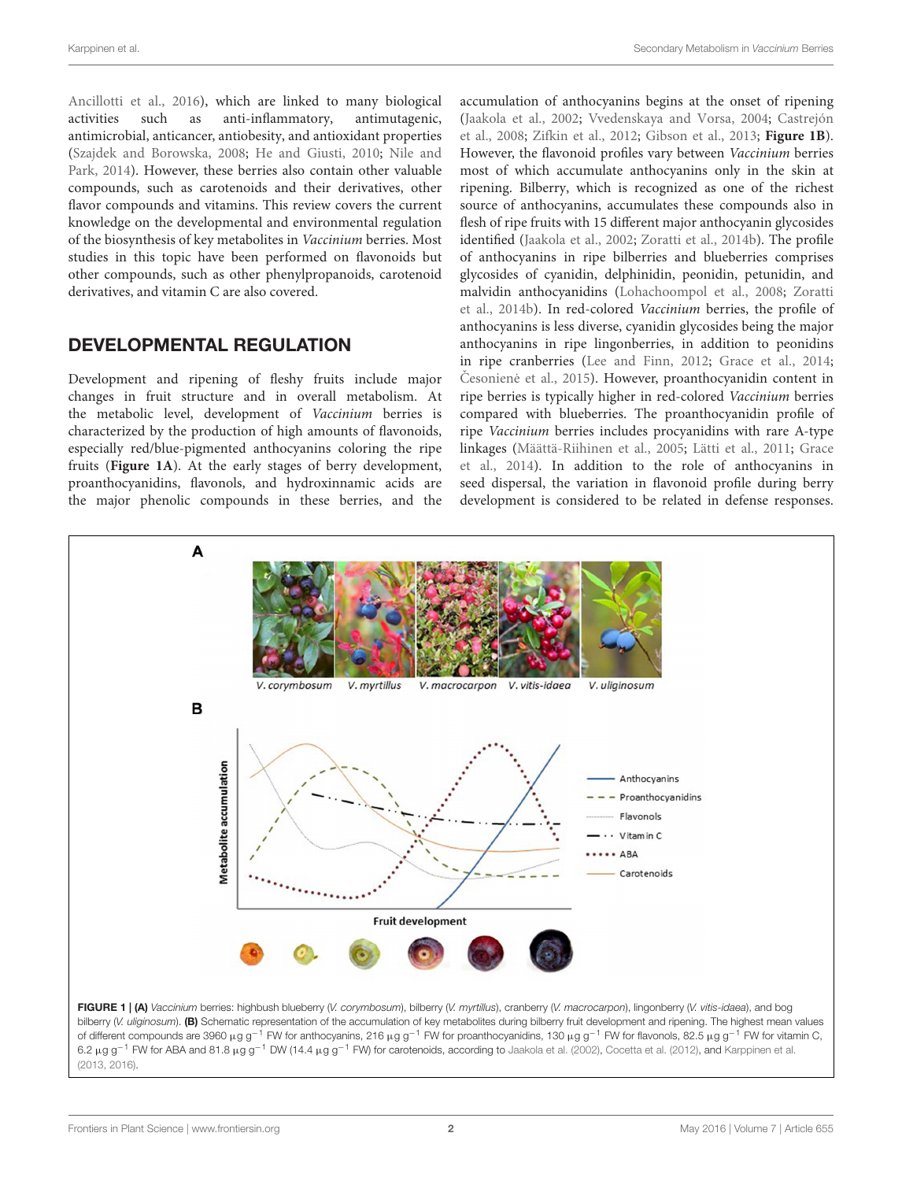Ancillotti et al., 2016), which are linked to many biological activities such as anti-inflammatory, antimutagenic, antimicrobial, anticancer, antiobesity, and antioxidant properties (Szajdek and Borowska, 2008; He and Giusti, 2010; Nile and Park, 2014). However, these berries also contain other valuable compounds, such as carotenoids and their derivatives, other flavor compounds and vitamins. This review covers the current knowledge on the developmental and environmental regulation of the biosynthesis of key metabolites in *Vaccinium* berries. Most studies in this topic have been performed on flavonoids but other compounds, such as other phenylpropanoids, carotenoid derivatives, and vitamin C are also covered.

## DEVELOPMENTAL REGULATION

Development and ripening of fleshy fruits include major changes in fruit structure and in overall metabolism. At the metabolic level, development of *Vaccinium* berries is characterized by the production of high amounts of flavonoids, especially red/blue-pigmented anthocyanins coloring the ripe fruits (**Figure 1A**). At the early stages of berry development, proanthocyanidins, flavonols, and hydroxinnamic acids are the major phenolic compounds in these berries, and the accumulation of anthocyanins begins at the onset of ripening (Jaakola et al., 2002; Vvedenskaya and Vorsa, 2004; Castrejón et al., 2008; Zifkin et al., 2012; Gibson et al., 2013; **Figure 1B**). However, the flavonoid profiles vary between *Vaccinium* berries most of which accumulate anthocyanins only in the skin at ripening. Bilberry, which is recognized as one of the richest source of anthocyanins, accumulates these compounds also in flesh of ripe fruits with 15 different major anthocyanin glycosides identified (Jaakola et al., 2002; Zoratti et al., 2014b). The profile of anthocyanins in ripe bilberries and blueberries comprises glycosides of cyanidin, delphinidin, peonidin, petunidin, and malvidin anthocyanidins (Lohachoompol et al., 2008; Zoratti et al., 2014b). In red-colored *Vaccinium* berries, the profile of anthocyanins is less diverse, cyanidin glycosides being the major anthocyanins in ripe lingonberries, in addition to peonidins in ripe cranberries (Lee and Finn, 2012; Grace et al., 2014; Česonienė et al., 2015). However, proanthocyanidin content in ripe berries is typically higher in red-colored *Vaccinium* berries compared with blueberries. The proanthocyanidin profile of ripe *Vaccinium* berries includes procyanidins with rare A-type linkages (Määttä-Riihinen et al., 2005; Lätti et al., 2011; Grace et al., 2014). In addition to the role of anthocyanins in seed dispersal, the variation in flavonoid profile during berry development is considered to be related in defense responses.

**FIGURE 1 | (A)** *Vaccinium* berries: highbush blueberry (*V. corymbosum*), bilberry (*V. myrtillus*), cranberry (*V. macrocarpon*), lingonberry (*V. vitis-idaea*), and bog bilberry (*V. uliginosum*). **(B)** Schematic representation of the accumulation of key metabolites during bilberry fruit development and ripening. The highest mean values of different compounds are 3960 $\mu g\ g^{-1}$ FW for anthocyanins, 216 $\mu g\ g^{-1}$ FW for proanthocyanidins, 130 $\mu g\ g^{-1}$ FW for flavonols, 82.5 $\mu g\ g^{-1}$ FW for vitamin C, 6.2 $\mu g\ g^{-1}$ FW for ABA and 81.8 $\mu g\ g^{-1}$ DW (14.4 $\mu g\ g^{-1}$ FW) for carotenoids, according to Jaakola et al. (2002), Cocetta et al. (2012), and Karppinen et al. (2013, 2016).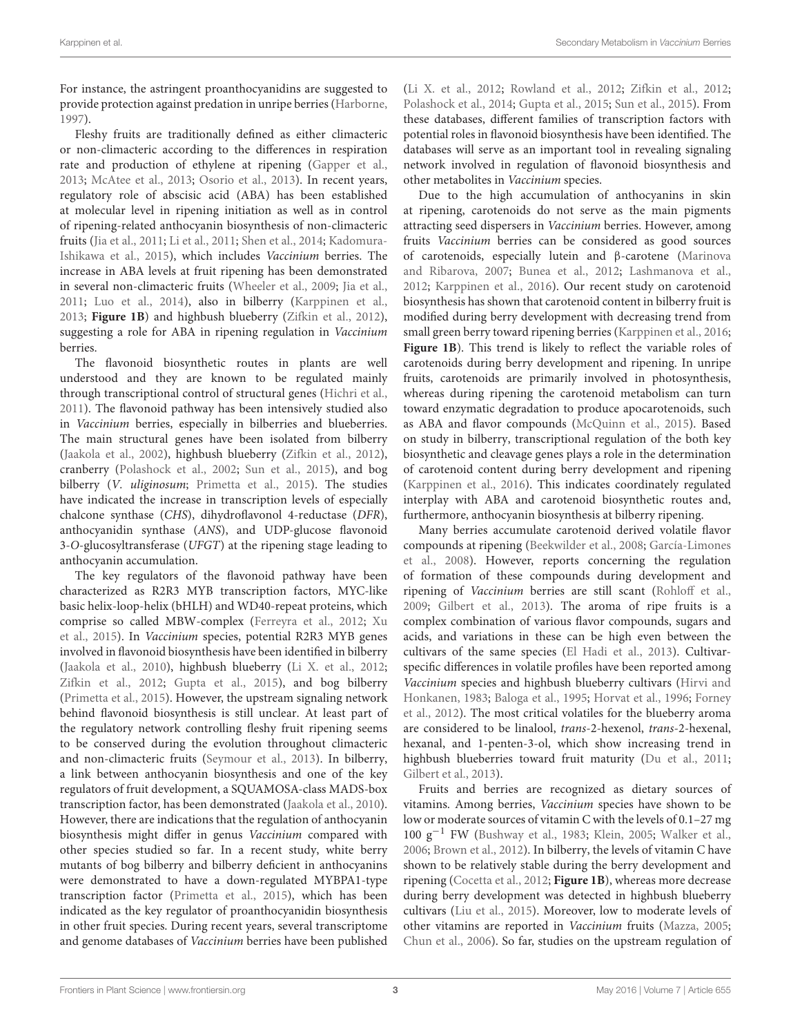For instance, the astringent proanthocyanidins are suggested to provide protection against predation in unripe berries (Harborne, 1997).

Fleshy fruits are traditionally defined as either climacteric or non-climacteric according to the differences in respiration rate and production of ethylene at ripening (Gapper et al., 2013; McAtee et al., 2013; Osorio et al., 2013). In recent years, regulatory role of abscisic acid (ABA) has been established at molecular level in ripening initiation as well as in control of ripening-related anthocyanin biosynthesis of non-climacteric fruits (Jia et al., 2011; Li et al., 2011; Shen et al., 2014; Kadomura-Ishikawa et al., 2015), which includes *Vaccinium* berries. The increase in ABA levels at fruit ripening has been demonstrated in several non-climacteric fruits (Wheeler et al., 2009; Jia et al., 2011; Luo et al., 2014), also in bilberry (Karppinen et al., 2013; **Figure 1B**) and highbush blueberry (Zifkin et al., 2012), suggesting a role for ABA in ripening regulation in *Vaccinium* berries.

The flavonoid biosynthetic routes in plants are well understood and they are known to be regulated mainly through transcriptional control of structural genes (Hichri et al., 2011). The flavonoid pathway has been intensively studied also in *Vaccinium* berries, especially in bilberries and blueberries. The main structural genes have been isolated from bilberry (Jaakola et al., 2002), highbush blueberry (Zifkin et al., 2012), cranberry (Polashock et al., 2002; Sun et al., 2015), and bog bilberry (*V. uliginosum*; Primetta et al., 2015). The studies have indicated the increase in transcription levels of especially chalcone synthase (*CHS*), dihydroflavonol 4-reductase (*DFR*), anthocyanidin synthase (*ANS*), and UDP-glucose flavonoid 3-*O*-glucosyltransferase (*UFGT*) at the ripening stage leading to anthocyanin accumulation.

The key regulators of the flavonoid pathway have been characterized as R2R3 MYB transcription factors, MYC-like basic helix-loop-helix (bHLH) and WD40-repeat proteins, which comprise so called MBW-complex (Ferreyra et al., 2012; Xu et al., 2015). In *Vaccinium* species, potential R2R3 MYB genes involved in flavonoid biosynthesis have been identified in bilberry (Jaakola et al., 2010), highbush blueberry (Li X. et al., 2012; Zifkin et al., 2012; Gupta et al., 2015), and bog bilberry (Primetta et al., 2015). However, the upstream signaling network behind flavonoid biosynthesis is still unclear. At least part of the regulatory network controlling fleshy fruit ripening seems to be conserved during the evolution throughout climacteric and non-climacteric fruits (Seymour et al., 2013). In bilberry, a link between anthocyanin biosynthesis and one of the key regulators of fruit development, a SQUAMOSA-class MADS-box transcription factor, has been demonstrated (Jaakola et al., 2010). However, there are indications that the regulation of anthocyanin biosynthesis might differ in genus *Vaccinium* compared with other species studied so far. In a recent study, white berry mutants of bog bilberry and bilberry deficient in anthocyanins were demonstrated to have a down-regulated MYBPA1-type transcription factor (Primetta et al., 2015), which has been indicated as the key regulator of proanthocyanidin biosynthesis in other fruit species. During recent years, several transcriptome and genome databases of *Vaccinium* berries have been published (Li X. et al., 2012; Rowland et al., 2012; Zifkin et al., 2012; Polashock et al., 2014; Gupta et al., 2015; Sun et al., 2015). From these databases, different families of transcription factors with potential roles in flavonoid biosynthesis have been identified. The databases will serve as an important tool in revealing signaling network involved in regulation of flavonoid biosynthesis and other metabolites in *Vaccinium* species.

Due to the high accumulation of anthocyanins in skin at ripening, carotenoids do not serve as the main pigments attracting seed dispersers in *Vaccinium* berries. However, among fruits *Vaccinium* berries can be considered as good sources of carotenoids, especially lutein and β-carotene (Marinova and Ribarova, 2007; Bunea et al., 2012; Lashmanova et al., 2012; Karppinen et al., 2016). Our recent study on carotenoid biosynthesis has shown that carotenoid content in bilberry fruit is modified during berry development with decreasing trend from small green berry toward ripening berries (Karppinen et al., 2016; **Figure 1B**). This trend is likely to reflect the variable roles of carotenoids during berry development and ripening. In unripe fruits, carotenoids are primarily involved in photosynthesis, whereas during ripening the carotenoid metabolism can turn toward enzymatic degradation to produce apocarotenoids, such as ABA and flavor compounds (McQuinn et al., 2015). Based on study in bilberry, transcriptional regulation of the both key biosynthetic and cleavage genes plays a role in the determination of carotenoid content during berry development and ripening (Karppinen et al., 2016). This indicates coordinately regulated interplay with ABA and carotenoid biosynthetic routes and, furthermore, anthocyanin biosynthesis at bilberry ripening.

Many berries accumulate carotenoid derived volatile flavor compounds at ripening (Beekwilder et al., 2008; García-Limones et al., 2008). However, reports concerning the regulation of formation of these compounds during development and ripening of *Vaccinium* berries are still scant (Rohloff et al., 2009; Gilbert et al., 2013). The aroma of ripe fruits is a complex combination of various flavor compounds, sugars and acids, and variations in these can be high even between the cultivars of the same species (El Hadi et al., 2013). Cultivar-specific differences in volatile profiles have been reported among *Vaccinium* species and highbush blueberry cultivars (Hirvi and Honkanen, 1983; Baloga et al., 1995; Horvat et al., 1996; Forney et al., 2012). The most critical volatiles for the blueberry aroma are considered to be linalool, *trans*-2-hexenol, *trans*-2-hexenal, hexanal, and 1-penten-3-ol, which show increasing trend in highbush blueberries toward fruit maturity (Du et al., 2011; Gilbert et al., 2013).

Fruits and berries are recognized as dietary sources of vitamins. Among berries, *Vaccinium* species have shown to be low or moderate sources of vitamin C with the levels of 0.1–27 mg 100 $g^{-1}$ FW (Bushway et al., 1983; Klein, 2005; Walker et al., 2006; Brown et al., 2012). In bilberry, the levels of vitamin C have shown to be relatively stable during the berry development and ripening (Cocetta et al., 2012; **Figure 1B**), whereas more decrease during berry development was detected in highbush blueberry cultivars (Liu et al., 2015). Moreover, low to moderate levels of other vitamins are reported in *Vaccinium* fruits (Mazza, 2005; Chun et al., 2006). So far, studies on the upstream regulation of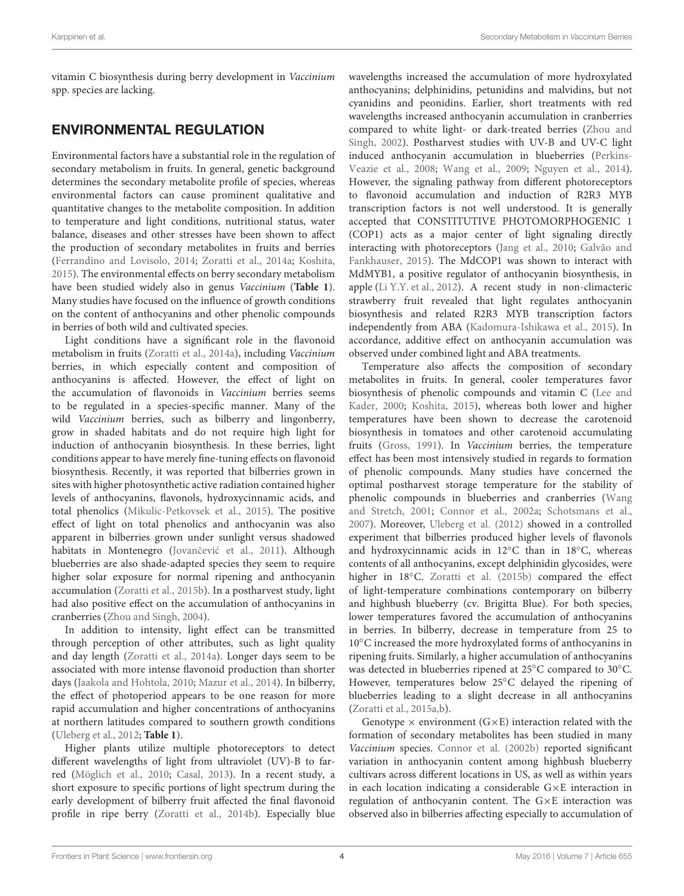vitamin C biosynthesis during berry development in *Vaccinium* spp. species are lacking.

## ENVIRONMENTAL REGULATION

Environmental factors have a substantial role in the regulation of secondary metabolism in fruits. In general, genetic background determines the secondary metabolite profile of species, whereas environmental factors can cause prominent qualitative and quantitative changes to the metabolite composition. In addition to temperature and light conditions, nutritional status, water balance, diseases and other stresses have been shown to affect the production of secondary metabolites in fruits and berries (Ferrandino and Lovisolo, 2014; Zoratti et al., 2014a; Koshita, 2015). The environmental effects on berry secondary metabolism have been studied widely also in genus *Vaccinium* (**Table 1**). Many studies have focused on the influence of growth conditions on the content of anthocyanins and other phenolic compounds in berries of both wild and cultivated species.

Light conditions have a significant role in the flavonoid metabolism in fruits (Zoratti et al., 2014a), including *Vaccinium* berries, in which especially content and composition of anthocyanins is affected. However, the effect of light on the accumulation of flavonoids in *Vaccinium* berries seems to be regulated in a species-specific manner. Many of the wild *Vaccinium* berries, such as bilberry and lingonberry, grow in shaded habitats and do not require high light for induction of anthocyanin biosynthesis. In these berries, light conditions appear to have merely fine-tuning effects on flavonoid biosynthesis. Recently, it was reported that bilberries grown in sites with higher photosynthetic active radiation contained higher levels of anthocyanins, flavonols, hydroxycinnamic acids, and total phenolics (Mikulic-Petkovsek et al., 2015). The positive effect of light on total phenolics and anthocyanin was also apparent in bilberries grown under sunlight versus shadowed habitats in Montenegro (Jovančević et al., 2011). Although blueberries are also shade-adapted species they seem to require higher solar exposure for normal ripening and anthocyanin accumulation (Zoratti et al., 2015b). In a postharvest study, light had also positive effect on the accumulation of anthocyanins in cranberries (Zhou and Singh, 2004).

In addition to intensity, light effect can be transmitted through perception of other attributes, such as light quality and day length (Zoratti et al., 2014a). Longer days seem to be associated with more intense flavonoid production than shorter days (Jaakola and Hohtola, 2010; Mazur et al., 2014). In bilberry, the effect of photoperiod appears to be one reason for more rapid accumulation and higher concentrations of anthocyanins at northern latitudes compared to southern growth conditions (Uleberg et al., 2012; **Table 1**).

Higher plants utilize multiple photoreceptors to detect different wavelengths of light from ultraviolet (UV)-B to far-red (Möglich et al., 2010; Casal, 2013). In a recent study, a short exposure to specific portions of light spectrum during the early development of bilberry fruit affected the final flavonoid profile in ripe berry (Zoratti et al., 2014b). Especially blue wavelengths increased the accumulation of more hydroxylated anthocyanins; delphinidins, petunidins and malvidins, but not cyanidins and peonidins. Earlier, short treatments with red wavelengths increased anthocyanin accumulation in cranberries compared to white light- or dark-treated berries (Zhou and Singh, 2002). Postharvest studies with UV-B and UV-C light induced anthocyanin accumulation in blueberries (Perkins-Veazie et al., 2008; Wang et al., 2009; Nguyen et al., 2014). However, the signaling pathway from different photoreceptors to flavonoid accumulation and induction of R2R3 MYB transcription factors is not well understood. It is generally accepted that CONSTITUTIVE PHOTOMORPHOGENIC 1 (COP1) acts as a major center of light signaling directly interacting with photoreceptors (Jang et al., 2010; Galvão and Fankhauser, 2015). The MdCOP1 was shown to interact with MdMYB1, a positive regulator of anthocyanin biosynthesis, in apple (Li Y.Y. et al., 2012). A recent study in non-climacteric strawberry fruit revealed that light regulates anthocyanin biosynthesis and related R2R3 MYB transcription factors independently from ABA (Kadomura-Ishikawa et al., 2015). In accordance, additive effect on anthocyanin accumulation was observed under combined light and ABA treatments.

Temperature also affects the composition of secondary metabolites in fruits. In general, cooler temperatures favor biosynthesis of phenolic compounds and vitamin C (Lee and Kader, 2000; Koshita, 2015), whereas both lower and higher temperatures have been shown to decrease the carotenoid biosynthesis in tomatoes and other carotenoid accumulating fruits (Gross, 1991). In *Vaccinium* berries, the temperature effect has been most intensively studied in regards to formation of phenolic compounds. Many studies have concerned the optimal postharvest storage temperature for the stability of phenolic compounds in blueberries and cranberries (Wang and Stretch, 2001; Connor et al., 2002a; Schotsmans et al., 2007). Moreover, Uleberg et al. (2012) showed in a controlled experiment that bilberries produced higher levels of flavonols and hydroxycinnamic acids in 12°C than in 18°C, whereas contents of all anthocyanins, except delphinidin glycosides, were higher in 18°C. Zoratti et al. (2015b) compared the effect of light-temperature combinations contemporary on bilberry and highbush blueberry (cv. Brigitta Blue). For both species, lower temperatures favored the accumulation of anthocyanins in berries. In bilberry, decrease in temperature from 25 to 10°C increased the more hydroxylated forms of anthocyanins in ripening fruits. Similarly, a higher accumulation of anthocyanins was detected in blueberries ripened at 25°C compared to 30°C. However, temperatures below 25°C delayed the ripening of blueberries leading to a slight decrease in all anthocyanins (Zoratti et al., 2015a,b).

Genotype × environment (G×E) interaction related with the formation of secondary metabolites has been studied in many *Vaccinium* species. Connor et al. (2002b) reported significant variation in anthocyanin content among highbush blueberry cultivars across different locations in US, as well as within years in each location indicating a considerable G×E interaction in regulation of anthocyanin content. The G×E interaction was observed also in bilberries affecting especially to accumulation of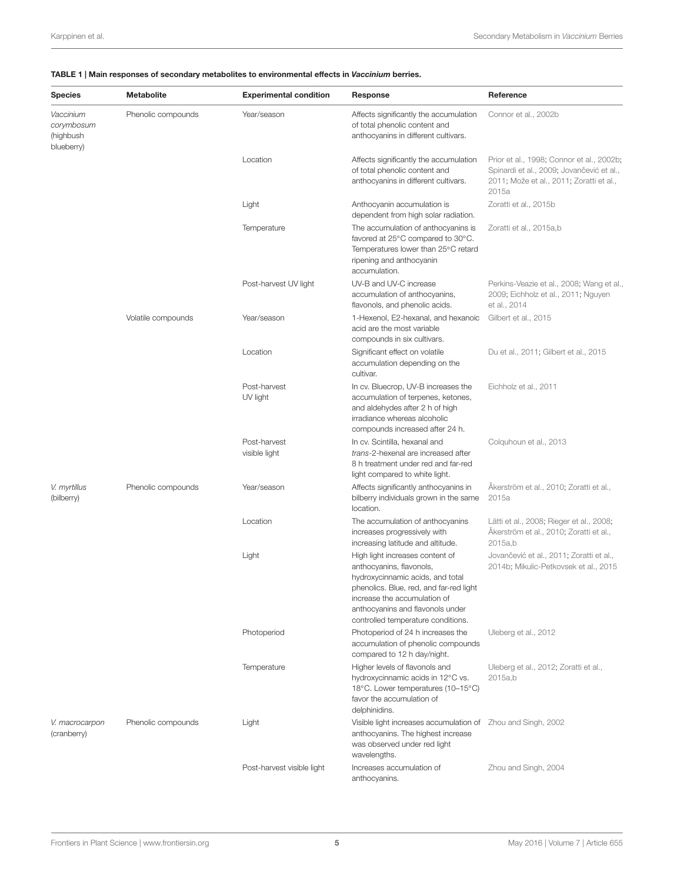**TABLE 1 | Main responses of secondary metabolites to environmental effects in *Vaccinium* berries.**

| Species | Metabolite | Experimental condition | Response | Reference |
|---|---|---|---|---|
| *Vaccinium corymbosum* (highbush blueberry) | Phenolic compounds | Year/season | Affects significantly the accumulation of total phenolic content and anthocyanins in different cultivars. | Connor et al., 2002b |
| | | Location | Affects significantly the accumulation of total phenolic content and anthocyanins in different cultivars. | Prior et al., 1998; Connor et al., 2002b; Spinardi et al., 2009; Jovančević et al., 2011; Može et al., 2011; Zoratti et al., 2015a |
| | | Light | Anthocyanin accumulation is dependent from high solar radiation. | Zoratti et al., 2015b |
| | | Temperature | The accumulation of anthocyanins is favored at 25°C compared to 30°C. Temperatures lower than 25°C retard ripening and anthocyanin accumulation. | Zoratti et al., 2015a,b |
| | | Post-harvest UV light | UV-B and UV-C increase accumulation of anthocyanins, flavonols, and phenolic acids. | Perkins-Veazie et al., 2008; Wang et al., 2009; Eichholz et al., 2011; Nguyen et al., 2014 |
| | Volatile compounds | Year/season | 1-Hexenol, E2-hexanal, and hexanoic acid are the most variable compounds in six cultivars. | Gilbert et al., 2015 |
| | | Location | Significant effect on volatile accumulation depending on the cultivar. | Du et al., 2011; Gilbert et al., 2015 |
| | | Post-harvest UV light | In cv. Bluecrop, UV-B increases the accumulation of terpenes, ketones, and aldehydes after 2 h of high irradiance whereas alcoholic compounds increased after 24 h. | Eichholz et al., 2011 |
| | | Post-harvest visible light | In cv. Scintilla, hexanal and *trans*-2-hexenal are increased after 8 h treatment under red and far-red light compared to white light. | Colquhoun et al., 2013 |
| *V. myrtillus* (bilberry) | Phenolic compounds | Year/season | Affects significantly anthocyanins in bilberry individuals grown in the same location. | Åkerström et al., 2010; Zoratti et al., 2015a |
| | | Location | The accumulation of anthocyanins increases progressively with increasing latitude and altitude. | Lätti et al., 2008; Rieger et al., 2008; Åkerström et al., 2010; Zoratti et al., 2015a,b |
| | | Light | High light increases content of anthocyanins, flavonols, hydroxycinnamic acids, and total phenolics. Blue, red, and far-red light increase the accumulation of anthocyanins and flavonols under controlled temperature conditions. | Jovančević et al., 2011; Zoratti et al., 2014b; Mikulic-Petkovsek et al., 2015 |
| | | Photoperiod | Photoperiod of 24 h increases the accumulation of phenolic compounds compared to 12 h day/night. | Uleberg et al., 2012 |
| | | Temperature | Higher levels of flavonols and hydroxycinnamic acids in 12°C vs. 18°C. Lower temperatures (10–15°C) favor the accumulation of delphinidins. | Uleberg et al., 2012; Zoratti et al., 2015a,b |
| *V. macrocarpon* (cranberry) | Phenolic compounds | Light | Visible light increases accumulation of anthocyanins. The highest increase was observed under red light wavelengths. | Zhou and Singh, 2002 |
| | | Post-harvest visible light | Increases accumulation of anthocyanins. | Zhou and Singh, 2004 |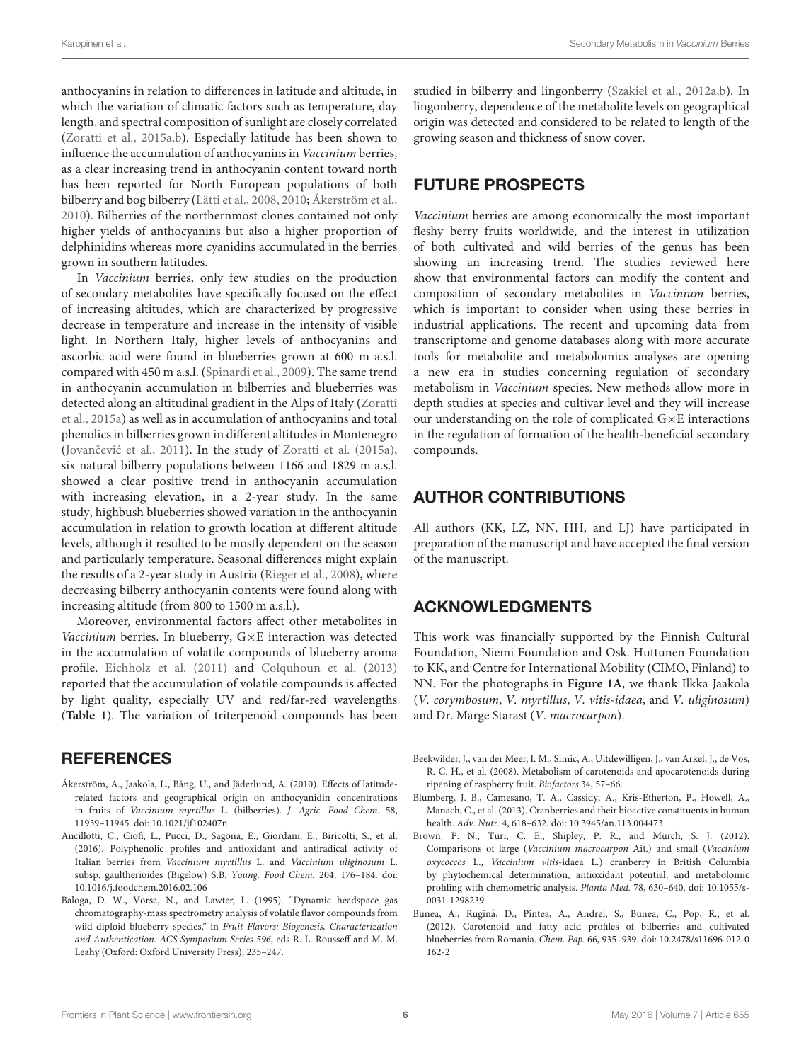anthocyanins in relation to differences in latitude and altitude, in which the variation of climatic factors such as temperature, day length, and spectral composition of sunlight are closely correlated (Zoratti et al., 2015a,b). Especially latitude has been shown to influence the accumulation of anthocyanins in *Vaccinium* berries, as a clear increasing trend in anthocyanin content toward north has been reported for North European populations of both bilberry and bog bilberry (Lätti et al., 2008, 2010; Åkerström et al., 2010). Bilberries of the northernmost clones contained not only higher yields of anthocyanins but also a higher proportion of delphinidins whereas more cyanidins accumulated in the berries grown in southern latitudes.

In *Vaccinium* berries, only few studies on the production of secondary metabolites have specifically focused on the effect of increasing altitudes, which are characterized by progressive decrease in temperature and increase in the intensity of visible light. In Northern Italy, higher levels of anthocyanins and ascorbic acid were found in blueberries grown at 600 m a.s.l. compared with 450 m a.s.l. (Spinardi et al., 2009). The same trend in anthocyanin accumulation in bilberries and blueberries was detected along an altitudinal gradient in the Alps of Italy (Zoratti et al., 2015a) as well as in accumulation of anthocyanins and total phenolics in bilberries grown in different altitudes in Montenegro (Jovančević et al., 2011). In the study of Zoratti et al. (2015a), six natural bilberry populations between 1166 and 1829 m a.s.l. showed a clear positive trend in anthocyanin accumulation with increasing elevation, in a 2-year study. In the same study, highbush blueberries showed variation in the anthocyanin accumulation in relation to growth location at different altitude levels, although it resulted to be mostly dependent on the season and particularly temperature. Seasonal differences might explain the results of a 2-year study in Austria (Rieger et al., 2008), where decreasing bilberry anthocyanin contents were found along with increasing altitude (from 800 to 1500 m a.s.l.).

Moreover, environmental factors affect other metabolites in *Vaccinium* berries. In blueberry, G×E interaction was detected in the accumulation of volatile compounds of blueberry aroma profile. Eichholz et al. (2011) and Colquhoun et al. (2013) reported that the accumulation of volatile compounds is affected by light quality, especially UV and red/far-red wavelengths (**Table 1**). The variation of triterpenoid compounds has been studied in bilberry and lingonberry (Szakiel et al., 2012a,b). In lingonberry, dependence of the metabolite levels on geographical origin was detected and considered to be related to length of the growing season and thickness of snow cover.

## FUTURE PROSPECTS

*Vaccinium* berries are among economically the most important fleshy berry fruits worldwide, and the interest in utilization of both cultivated and wild berries of the genus has been showing an increasing trend. The studies reviewed here show that environmental factors can modify the content and composition of secondary metabolites in *Vaccinium* berries, which is important to consider when using these berries in industrial applications. The recent and upcoming data from transcriptome and genome databases along with more accurate tools for metabolite and metabolomics analyses are opening a new era in studies concerning regulation of secondary metabolism in *Vaccinium* species. New methods allow more in depth studies at species and cultivar level and they will increase our understanding on the role of complicated G×E interactions in the regulation of formation of the health-beneficial secondary compounds.

## AUTHOR CONTRIBUTIONS

All authors (KK, LZ, NN, HH, and LJ) have participated in preparation of the manuscript and have accepted the final version of the manuscript.

## ACKNOWLEDGMENTS

This work was financially supported by the Finnish Cultural Foundation, Niemi Foundation and Osk. Huttunen Foundation to KK, and Centre for International Mobility (CIMO, Finland) to NN. For the photographs in **Figure 1A**, we thank Ilkka Jaakola (*V. corymbosum*, *V. myrtillus*, *V. vitis-idaea*, and *V. uliginosum*) and Dr. Marge Starast (*V. macrocarpon*).

## REFERENCES

Åkerström, A., Jaakola, L., Bång, U., and Jäderlund, A. (2010). Effects of latitude-related factors and geographical origin on anthocyanidin concentrations in fruits of *Vaccinium myrtillus* L. (bilberries). *J. Agric. Food Chem.* 58, 11939–11945. doi: 10.1021/jf102407n

Ancillotti, C., Ciofi, L., Pucci, D., Sagona, E., Giordani, E., Biricolti, S., et al. (2016). Polyphenolic profiles and antioxidant and antiradical activity of Italian berries from *Vaccinium myrtillus* L. and *Vaccinium uliginosum* L. subsp. gaultherioides (Bigelow) S.B. *Young. Food Chem.* 204, 176–184. doi: 10.1016/j.foodchem.2016.02.106

Baloga, D. W., Vorsa, N., and Lawter, L. (1995). "Dynamic headspace gas chromatography-mass spectrometry analysis of volatile flavor compounds from wild diploid blueberry species," in *Fruit Flavors: Biogenesis, Characterization and Authentication. ACS Symposium Series 596*, eds R. L. Rousseff and M. M. Leahy (Oxford: Oxford University Press), 235–247.

Beekwilder, J., van der Meer, I. M., Simic, A., Uitdewilligen, J., van Arkel, J., de Vos, R. C. H., et al. (2008). Metabolism of carotenoids and apocarotenoids during ripening of raspberry fruit. *Biofactors* 34, 57–66.

Blumberg, J. B., Camesano, T. A., Cassidy, A., Kris-Etherton, P., Howell, A., Manach, C., et al. (2013). Cranberries and their bioactive constituents in human health. *Adv. Nutr.* 4, 618–632. doi: 10.3945/an.113.004473

Brown, P. N., Turi, C. E., Shipley, P. R., and Murch, S. J. (2012). Comparisons of large (*Vaccinium macrocarpon* Ait.) and small (*Vaccinium oxycoccos* L., *Vaccinium vitis*-idaea L.) cranberry in British Columbia by phytochemical determination, antioxidant potential, and metabolomic profiling with chemometric analysis. *Planta Med.* 78, 630–640. doi: 10.1055/s-0031-1298239

Bunea, A., Ruginǎ, D., Pintea, A., Andrei, S., Bunea, C., Pop, R., et al. (2012). Carotenoid and fatty acid profiles of bilberries and cultivated blueberries from Romania. *Chem. Pap.* 66, 935–939. doi: 10.2478/s11696-012-0162-2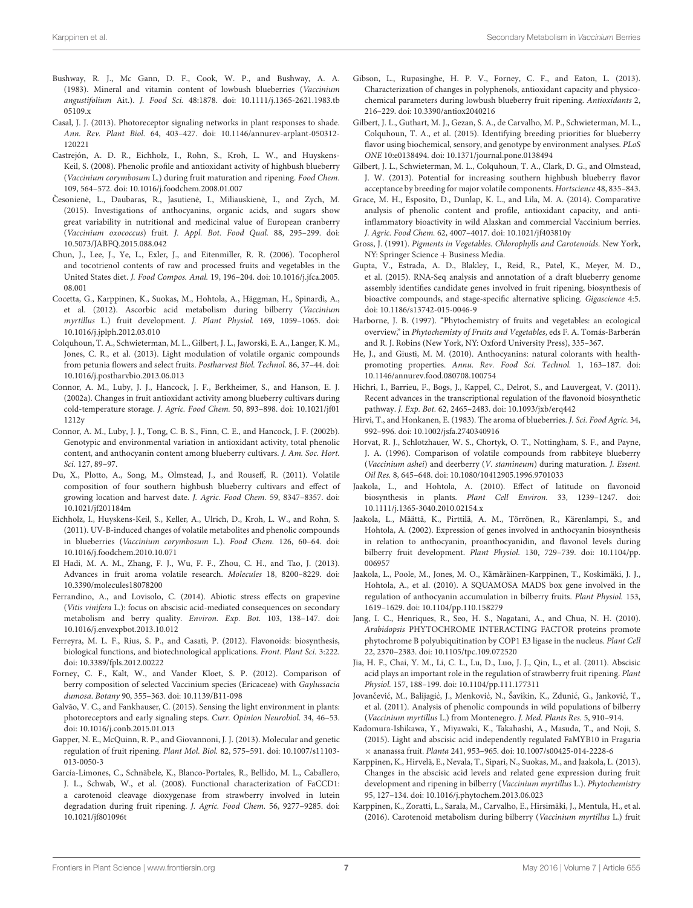Bushway, R. J., Mc Gann, D. F., Cook, W. P., and Bushway, A. A. (1983). Mineral and vitamin content of lowbush blueberries (*Vaccinium angustifolium* Ait.). *J. Food Sci.* 48:1878. doi: 10.1111/j.1365-2621.1983.tb05109.x

Casal, J. J. (2013). Photoreceptor signaling networks in plant responses to shade. *Ann. Rev. Plant Biol.* 64, 403–427. doi: 10.1146/annurev-arplant-050312-120221

Castrejón, A. D. R., Eichholz, I., Rohn, S., Kroh, L. W., and Huyskens-Keil, S. (2008). Phenolic profile and antioxidant activity of highbush blueberry (*Vaccinium corymbosum* L.) during fruit maturation and ripening. *Food Chem.* 109, 564–572. doi: 10.1016/j.foodchem.2008.01.007

Česonienė, L., Daubaras, R., Jasutienė, I., Miliauskienė, I., and Zych, M. (2015). Investigations of anthocyanins, organic acids, and sugars show great variability in nutritional and medicinal value of European cranberry (*Vaccinium oxococcus*) fruit. *J. Appl. Bot. Food Qual.* 88, 295–299. doi: 10.5073/JABFQ.2015.088.042

Chun, J., Lee, J., Ye, L., Exler, J., and Eitenmiller, R. R. (2006). Tocopherol and tocotrienol contents of raw and processed fruits and vegetables in the United States diet. *J. Food Compos. Anal.* 19, 196–204. doi: 10.1016/j.jfca.2005.08.001

Cocetta, G., Karppinen, K., Suokas, M., Hohtola, A., Häggman, H., Spinardi, A., et al. (2012). Ascorbic acid metabolism during bilberry (*Vaccinium myrtillus* L.) fruit development. *J. Plant Physiol.* 169, 1059–1065. doi: 10.1016/j.jplph.2012.03.010

Colquhoun, T. A., Schwieterman, M. L., Gilbert, J. L., Jaworski, E. A., Langer, K. M., Jones, C. R., et al. (2013). Light modulation of volatile organic compounds from petunia flowers and select fruits. *Postharvest Biol. Technol.* 86, 37–44. doi: 10.1016/j.postharvbio.2013.06.013

Connor, A. M., Luby, J. J., Hancock, J. F., Berkheimer, S., and Hanson, E. J. (2002a). Changes in fruit antioxidant activity among blueberry cultivars during cold-temperature storage. *J. Agric. Food Chem.* 50, 893–898. doi: 10.1021/jf011212y

Connor, A. M., Luby, J. J., Tong, C. B. S., Finn, C. E., and Hancock, J. F. (2002b). Genotypic and environmental variation in antioxidant activity, total phenolic content, and anthocyanin content among blueberry cultivars. *J. Am. Soc. Hort. Sci.* 127, 89–97.

Du, X., Plotto, A., Song, M., Olmstead, J., and Rouseff, R. (2011). Volatile composition of four southern highbush blueberry cultivars and effect of growing location and harvest date. *J. Agric. Food Chem.* 59, 8347–8357. doi: 10.1021/jf201184m

Eichholz, I., Huyskens-Keil, S., Keller, A., Ulrich, D., Kroh, L. W., and Rohn, S. (2011). UV-B-induced changes of volatile metabolites and phenolic compounds in blueberries (*Vaccinium corymbosum* L.). *Food Chem.* 126, 60–64. doi: 10.1016/j.foodchem.2010.10.071

El Hadi, M. A. M., Zhang, F. J., Wu, F. F., Zhou, C. H., and Tao, J. (2013). Advances in fruit aroma volatile research. *Molecules* 18, 8200–8229. doi: 10.3390/molecules18078200

Ferrandino, A., and Lovisolo, C. (2014). Abiotic stress effects on grapevine (*Vitis vinifera* L.): focus on abscisic acid-mediated consequences on secondary metabolism and berry quality. *Environ. Exp. Bot.* 103, 138–147. doi: 10.1016/j.envexpbot.2013.10.012

Ferreyra, M. L. F., Rius, S. P., and Casati, P. (2012). Flavonoids: biosynthesis, biological functions, and biotechnological applications. *Front. Plant Sci.* 3:222. doi: 10.3389/fpls.2012.00222

Forney, C. F., Kalt, W., and Vander Kloet, S. P. (2012). Comparison of berry composition of selected Vaccinium species (Ericaceae) with *Gaylussacia dumosa*. *Botany* 90, 355–363. doi: 10.1139/B11-098

Galvão, V. C., and Fankhauser, C. (2015). Sensing the light environment in plants: photoreceptors and early signaling steps. *Curr. Opinion Neurobiol.* 34, 46–53. doi: 10.1016/j.conb.2015.01.013

Gapper, N. E., McQuinn, R. P., and Giovannoni, J. J. (2013). Molecular and genetic regulation of fruit ripening. *Plant Mol. Biol.* 82, 575–591. doi: 10.1007/s11103-013-0050-3

García-Limones, C., Schnäbele, K., Blanco-Portales, R., Bellido, M. L., Caballero, J. L., Schwab, W., et al. (2008). Functional characterization of FaCCD1: a carotenoid cleavage dioxygenase from strawberry involved in lutein degradation during fruit ripening. *J. Agric. Food Chem.* 56, 9277–9285. doi: 10.1021/jf801096t

Gibson, L., Rupasinghe, H. P. V., Forney, C. F., and Eaton, L. (2013). Characterization of changes in polyphenols, antioxidant capacity and physico-chemical parameters during lowbush blueberry fruit ripening. *Antioxidants* 2, 216–229. doi: 10.3390/antiox2040216

Gilbert, J. L., Guthart, M. J., Gezan, S. A., de Carvalho, M. P., Schwieterman, M. L., Colquhoun, T. A., et al. (2015). Identifying breeding priorities for blueberry flavor using biochemical, sensory, and genotype by environment analyses. *PLoS ONE* 10:e0138494. doi: 10.1371/journal.pone.0138494

Gilbert, J. L., Schwieterman, M. L., Colquhoun, T. A., Clark, D. G., and Olmstead, J. W. (2013). Potential for increasing southern highbush blueberry flavor acceptance by breeding for major volatile components. *Hortscience* 48, 835–843.

Grace, M. H., Esposito, D., Dunlap, K. L., and Lila, M. A. (2014). Comparative analysis of phenolic content and profile, antioxidant capacity, and anti-inflammatory bioactivity in wild Alaskan and commercial Vaccinium berries. *J. Agric. Food Chem.* 62, 4007–4017. doi: 10.1021/jf403810y

Gross, J. (1991). *Pigments in Vegetables. Chlorophylls and Carotenoids.* New York, NY: Springer Science + Business Media.

Gupta, V., Estrada, A. D., Blakley, I., Reid, R., Patel, K., Meyer, M. D., et al. (2015). RNA-Seq analysis and annotation of a draft blueberry genome assembly identifies candidate genes involved in fruit ripening, biosynthesis of bioactive compounds, and stage-specific alternative splicing. *Gigascience* 4:5. doi: 10.1186/s13742-015-0046-9

Harborne, J. B. (1997). "Phytochemistry of fruits and vegetables: an ecological overview," in *Phytochemisty of Fruits and Vegetables*, eds F. A. Tomás-Barberán and R. J. Robins (New York, NY: Oxford University Press), 335–367.

He, J., and Giusti, M. M. (2010). Anthocyanins: natural colorants with health-promoting properties. *Annu. Rev. Food Sci. Technol.* 1, 163–187. doi: 10.1146/annurev.food.080708.100754

Hichri, I., Barrieu, F., Bogs, J., Kappel, C., Delrot, S., and Lauvergeat, V. (2011). Recent advances in the transcriptional regulation of the flavonoid biosynthetic pathway. *J. Exp. Bot.* 62, 2465–2483. doi: 10.1093/jxb/erq442

Hirvi, T., and Honkanen, E. (1983). The aroma of blueberries. *J. Sci. Food Agric.* 34, 992–996. doi: 10.1002/jsfa.2740340916

Horvat, R. J., Schlotzhauer, W. S., Chortyk, O. T., Nottingham, S. F., and Payne, J. A. (1996). Comparison of volatile compounds from rabbiteye blueberry (*Vaccinium ashei*) and deerberry (*V. stamineum*) during maturation. *J. Essent. Oil Res.* 8, 645–648. doi: 10.1080/10412905.1996.9701033

Jaakola, L., and Hohtola, A. (2010). Effect of latitude on flavonoid biosynthesis in plants. *Plant Cell Environ.* 33, 1239–1247. doi: 10.1111/j.1365-3040.2010.02154.x

Jaakola, L., Määttä, K., Pirttilä, A. M., Törrönen, R., Kärenlampi, S., and Hohtola, A. (2002). Expression of genes involved in anthocyanin biosynthesis in relation to anthocyanin, proanthocyanidin, and flavonol levels during bilberry fruit development. *Plant Physiol.* 130, 729–739. doi: 10.1104/pp.006957

Jaakola, L., Poole, M., Jones, M. O., Kämäräinen-Karppinen, T., Koskimäki, J. J., Hohtola, A., et al. (2010). A SQUAMOSA MADS box gene involved in the regulation of anthocyanin accumulation in bilberry fruits. *Plant Physiol.* 153, 1619–1629. doi: 10.1104/pp.110.158279

Jang, I. C., Henriques, R., Seo, H. S., Nagatani, A., and Chua, N. H. (2010). *Arabidopsis* PHYTOCHROME INTERACTING FACTOR proteins promote phytochrome B polyubiquitination by COP1 E3 ligase in the nucleus. *Plant Cell* 22, 2370–2383. doi: 10.1105/tpc.109.072520

Jia, H. F., Chai, Y. M., Li, C. L., Lu, D., Luo, J. J., Qin, L., et al. (2011). Abscisic acid plays an important role in the regulation of strawberry fruit ripening. *Plant Physiol.* 157, 188–199. doi: 10.1104/pp.111.177311

Jovančević, M., Balijagić, J., Menković, N., Šavikin, K., Zdunić, G., Janković, T., et al. (2011). Analysis of phenolic compounds in wild populations of bilberry (*Vaccinium myrtillus* L.) from Montenegro. *J. Med. Plants Res.* 5, 910–914.

Kadomura-Ishikawa, Y., Miyawaki, K., Takahashi, A., Masuda, T., and Noji, S. (2015). Light and abscisic acid independently regulated FaMYB10 in Fragaria × ananassa fruit. *Planta* 241, 953–965. doi: 10.1007/s00425-014-2228-6

Karppinen, K., Hirvelä, E., Nevala, T., Sipari, N., Suokas, M., and Jaakola, L. (2013). Changes in the abscisic acid levels and related gene expression during fruit development and ripening in bilberry (*Vaccinium myrtillus* L.). *Phytochemistry* 95, 127–134. doi: 10.1016/j.phytochem.2013.06.023

Karppinen, K., Zoratti, L., Sarala, M., Carvalho, E., Hirsimäki, J., Mentula, H., et al. (2016). Carotenoid metabolism during bilberry (*Vaccinium myrtillus* L.) fruit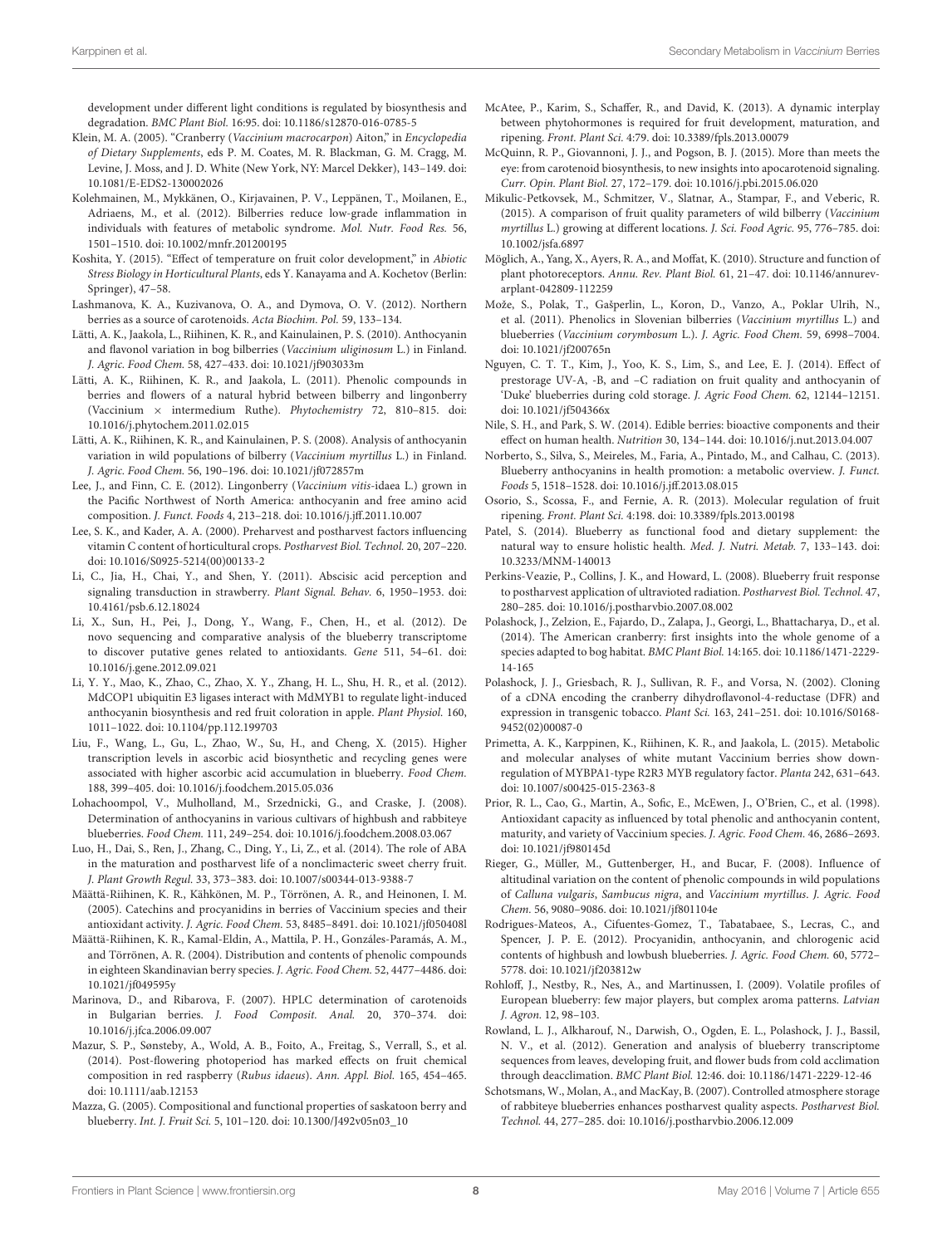development under different light conditions is regulated by biosynthesis and degradation. *BMC Plant Biol.* 16:95. doi: 10.1186/s12870-016-0785-5

Klein, M. A. (2005). "Cranberry (*Vaccinium macrocarpon*) Aiton," in *Encyclopedia of Dietary Supplements*, eds P. M. Coates, M. R. Blackman, G. M. Cragg, M. Levine, J. Moss, and J. D. White (New York, NY: Marcel Dekker), 143–149. doi: 10.1081/E-EDS2-130002026

Kolehmainen, M., Mykkänen, O., Kirjavainen, P. V., Leppänen, T., Moilanen, E., Adriaens, M., et al. (2012). Bilberries reduce low-grade inflammation in individuals with features of metabolic syndrome. *Mol. Nutr. Food Res.* 56, 1501–1510. doi: 10.1002/mnfr.201200195

Koshita, Y. (2015). "Effect of temperature on fruit color development," in *Abiotic Stress Biology in Horticultural Plants*, eds Y. Kanayama and A. Kochetov (Berlin: Springer), 47–58.

Lashmanova, K. A., Kuzivanova, O. A., and Dymova, O. V. (2012). Northern berries as a source of carotenoids. *Acta Biochim. Pol.* 59, 133–134.

Lätti, A. K., Jaakola, L., Riihinen, K. R., and Kainulainen, P. S. (2010). Anthocyanin and flavonol variation in bog bilberries (*Vaccinium uliginosum* L.) in Finland. *J. Agric. Food Chem.* 58, 427–433. doi: 10.1021/jf903033m

Lätti, A. K., Riihinen, K. R., and Jaakola, L. (2011). Phenolic compounds in berries and flowers of a natural hybrid between bilberry and lingonberry (Vaccinium × intermedium Ruthe). *Phytochemistry* 72, 810–815. doi: 10.1016/j.phytochem.2011.02.015

Lätti, A. K., Riihinen, K. R., and Kainulainen, P. S. (2008). Analysis of anthocyanin variation in wild populations of bilberry (*Vaccinium myrtillus* L.) in Finland. *J. Agric. Food Chem.* 56, 190–196. doi: 10.1021/jf072857m

Lee, J., and Finn, C. E. (2012). Lingonberry (*Vaccinium vitis*-idaea L.) grown in the Pacific Northwest of North America: anthocyanin and free amino acid composition. *J. Funct. Foods* 4, 213–218. doi: 10.1016/j.jff.2011.10.007

Lee, S. K., and Kader, A. A. (2000). Preharvest and postharvest factors influencing vitamin C content of horticultural crops. *Postharvest Biol. Technol.* 20, 207–220. doi: 10.1016/S0925-5214(00)00133-2

Li, C., Jia, H., Chai, Y., and Shen, Y. (2011). Abscisic acid perception and signaling transduction in strawberry. *Plant Signal. Behav.* 6, 1950–1953. doi: 10.4161/psb.6.12.18024

Li, X., Sun, H., Pei, J., Dong, Y., Wang, F., Chen, H., et al. (2012). De novo sequencing and comparative analysis of the blueberry transcriptome to discover putative genes related to antioxidants. *Gene* 511, 54–61. doi: 10.1016/j.gene.2012.09.021

Li, Y. Y., Mao, K., Zhao, C., Zhao, X. Y., Zhang, H. L., Shu, H. R., et al. (2012). MdCOP1 ubiquitin E3 ligases interact with MdMYB1 to regulate light-induced anthocyanin biosynthesis and red fruit coloration in apple. *Plant Physiol.* 160, 1011–1022. doi: 10.1104/pp.112.199703

Liu, F., Wang, L., Gu, L., Zhao, W., Su, H., and Cheng, X. (2015). Higher transcription levels in ascorbic acid biosynthetic and recycling genes were associated with higher ascorbic acid accumulation in blueberry. *Food Chem.* 188, 399–405. doi: 10.1016/j.foodchem.2015.05.036

Lohachoompol, V., Mulholland, M., Srzednicki, G., and Craske, J. (2008). Determination of anthocyanins in various cultivars of highbush and rabbiteye blueberries. *Food Chem.* 111, 249–254. doi: 10.1016/j.foodchem.2008.03.067

Luo, H., Dai, S., Ren, J., Zhang, C., Ding, Y., Li, Z., et al. (2014). The role of ABA in the maturation and postharvest life of a nonclimacteric sweet cherry fruit. *J. Plant Growth Regul.* 33, 373–383. doi: 10.1007/s00344-013-9388-7

Määttä-Riihinen, K. R., Kähkönen, M. P., Törrönen, A. R., and Heinonen, I. M. (2005). Catechins and procyanidins in berries of Vaccinium species and their antioxidant activity. *J. Agric. Food Chem.* 53, 8485–8491. doi: 10.1021/jf050408l

Määttä-Riihinen, K. R., Kamal-Eldin, A., Mattila, P. H., Gonzáles-Paramás, A. M., and Törrönen, A. R. (2004). Distribution and content of phenolic compounds in eighteen Scandinavian berry species. *J. Agric. Food Chem.* 52, 4477–4486. doi: 10.1021/jf049595y

Marinova, D., and Ribarova, F. (2007). HPLC determination of carotenoids in Bulgarian berries. *J. Food Composit. Anal.* 20, 370–374. doi: 10.1016/j.jfca.2006.09.007

Mazur, S. P., Sønsteby, A., Wold, A. B., Foito, A., Freitag, S., Verrall, S., et al. (2014). Post-flowering photoperiod has marked effects on fruit chemical composition in red raspberry (*Rubus idaeus*). *Ann. Appl. Biol.* 165, 454–465. doi: 10.1111/aab.12153

Mazza, G. (2005). Compositional and functional properties of saskatoon berry and blueberry. *Int. J. Fruit Sci.* 5, 101–120. doi: 10.1300/J492v05n03_10

McAtee, P., Karim, S., Schaffer, R., and David, K. (2013). A dynamic interplay between phytohormones is required for fruit development, maturation, and ripening. *Front. Plant Sci.* 4:79. doi: 10.3389/fpls.2013.00079

McQuinn, R. P., Giovannoni, J. J., and Pogson, B. J. (2015). More than meets the eye: from carotenoid biosynthesis, to new insights into apocarotenoid signaling. *Curr. Opin. Plant Biol.* 27, 172–179. doi: 10.1016/j.pbi.2015.06.020

Mikulic-Petkovsek, M., Schmitzer, V., Slatnar, A., Stampar, F., and Veberic, R. (2015). A comparison of fruit quality parameters of wild bilberry (*Vaccinium myrtillus* L.) growing at different locations. *J. Sci. Food Agric.* 95, 776–785. doi: 10.1002/jsfa.6897

Möglich, A., Yang, X., Ayers, R. A., and Moffat, K. (2010). Structure and function of plant photoreceptors. *Annu. Rev. Plant Biol.* 61, 21–47. doi: 10.1146/annurev-arplant-042809-112259

Može, S., Polak, T., Gašperlin, L., Koron, D., Vanzo, A., Poklar Ulrih, N., et al. (2011). Phenolics in Slovenian bilberries (*Vaccinium myrtillus* L.) and blueberries (*Vaccinium corymbosum* L.). *J. Agric. Food Chem.* 59, 6998–7004. doi: 10.1021/jf200765n

Nguyen, C. T. T., Kim, J., Yoo, K. S., Lim, S., and Lee, E. J. (2014). Effect of prestorage UV-A, -B, and –C radiation on fruit quality and anthocyanin of 'Duke' blueberries during cold storage. *J. Agric Food Chem.* 62, 12144–12151. doi: 10.1021/jf504366x

Nile, S. H., and Park, S. W. (2014). Edible berries: bioactive components and their effect on human health. *Nutrition* 30, 134–144. doi: 10.1016/j.nut.2013.04.007

Norberto, S., Silva, S., Meireles, M., Faria, A., Pintado, M., and Calhau, C. (2013). Blueberry anthocyanins in health promotion: a metabolic overview. *J. Funct. Foods* 5, 1518–1528. doi: 10.1016/j.jff.2013.08.015

Osorio, S., Scossa, F., and Fernie, A. R. (2013). Molecular regulation of fruit ripening. *Front. Plant Sci.* 4:198. doi: 10.3389/fpls.2013.00198

Patel, S. (2014). Blueberry as functional food and dietary supplement: the natural way to ensure holistic health. *Med. J. Nutri. Metab.* 7, 133–143. doi: 10.3233/MNM-140013

Perkins-Veazie, P., Collins, J. K., and Howard, L. (2008). Blueberry fruit response to postharvest application of ultravioted radiation. *Postharvest Biol. Technol.* 47, 280–285. doi: 10.1016/j.postharvbio.2007.08.002

Polashock, J., Zelzion, E., Fajardo, D., Zalapa, J., Georgi, L., Bhattacharya, D., et al. (2014). The American cranberry: first insights into the whole genome of a species adapted to bog habitat. *BMC Plant Biol.* 14:165. doi: 10.1186/1471-2229-14-165

Polashock, J. J., Griesbach, R. J., Sullivan, R. F., and Vorsa, N. (2002). Cloning of a cDNA encoding the cranberry dihydroflavonol-4-reductase (DFR) and expression in transgenic tobacco. *Plant Sci.* 163, 241–251. doi: 10.1016/S0168-9452(02)00087-0

Primetta, A. K., Karppinen, K., Riihinen, K. R., and Jaakola, L. (2015). Metabolic and molecular analyses of white mutant Vaccinium berries show down-regulation of MYBPA1-type R2R3 MYB regulatory factor. *Planta* 242, 631–643. doi: 10.1007/s00425-015-2363-8

Prior, R. L., Cao, G., Martin, A., Sofic, E., McEwen, J., O'Brien, C., et al. (1998). Antioxidant capacity as influenced by total phenolic and anthocyanin content, maturity, and variety of Vaccinium species. *J. Agric. Food Chem.* 46, 2686–2693. doi: 10.1021/jf980145d

Rieger, G., Müller, M., Guttenberger, H., and Bucar, F. (2008). Influence of altitudinal variation on the content of phenolic compounds in wild populations of *Calluna vulgaris*, *Sambucus nigra*, and *Vaccinium myrtillus*. *J. Agric. Food Chem.* 56, 9080–9086. doi: 10.1021/jf801104e

Rodrigues-Mateos, A., Cifuentes-Gomez, T., Tabatabaee, S., Lecras, C., and Spencer, J. P. E. (2012). Procyanidin, anthocyanin, and chlorogenic acid contents of highbush and lowbush blueberries. *J. Agric. Food Chem.* 60, 5772–5778. doi: 10.1021/jf203812w

Rohloff, J., Nestby, R., Nes, A., and Martinussen, I. (2009). Volatile profiles of European blueberry: few major players, but complex aroma patterns. *Latvian J. Agron.* 12, 98–103.

Rowland, L. J., Alkharouf, N., Darwish, O., Ogden, E. L., Polashock, J. J., Bassil, N. V., et al. (2012). Generation and analysis of blueberry transcriptome sequences from leaves, developing fruit, and flower buds from cold acclimation through deacclimation. *BMC Plant Biol.* 12:46. doi: 10.1186/1471-2229-12-46

Schotsmans, W., Molan, A., and MacKay, B. (2007). Controlled atmosphere storage of rabbiteye blueberries enhances postharvest quality aspects. *Postharvest Biol. Technol.* 44, 277–285. doi: 10.1016/j.postharvbio.2006.12.009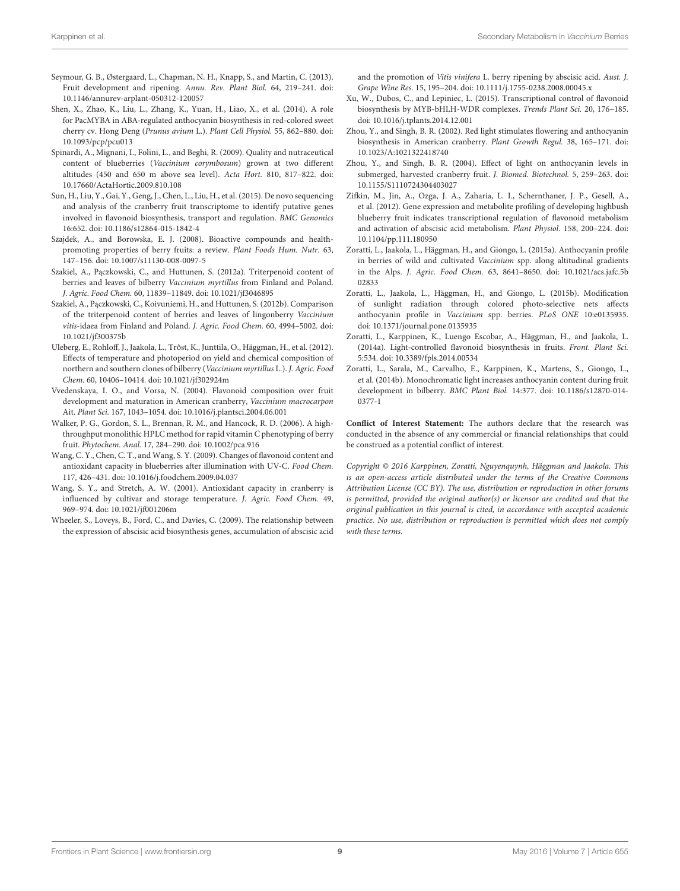Seymour, G. B., Østergaard, L., Chapman, N. H., Knapp, S., and Martin, C. (2013). Fruit development and ripening. *Annu. Rev. Plant Biol.* 64, 219–241. doi: 10.1146/annurev-arplant-050312-120057

Shen, X., Zhao, K., Liu, L., Zhang, K., Yuan, H., Liao, X., et al. (2014). A role for PacMYBA in ABA-regulated anthocyanin biosynthesis in red-colored sweet cherry cv. Hong Deng (*Prunus avium* L.). *Plant Cell Physiol.* 55, 862–880. doi: 10.1093/pcp/pcu013

Spinardi, A., Mignani, I., Folini, L., and Beghi, R. (2009). Quality and nutraceutical content of blueberries (*Vaccinium corymbosum*) grown at two different altitudes (450 and 650 m above sea level). *Acta Hort.* 810, 817–822. doi: 10.17660/ActaHortic.2009.810.108

Sun, H., Liu, Y., Gai, Y., Geng, J., Chen, L., Liu, H., et al. (2015). De novo sequencing and analysis of the cranberry fruit transcriptome to identify putative genes involved in flavonoid biosynthesis, transport and regulation. *BMC Genomics* 16:652. doi: 10.1186/s12864-015-1842-4

Szajdek, A., and Borowska, E. J. (2008). Bioactive compounds and health-promoting properties of berry fruits: a review. *Plant Foods Hum. Nutr.* 63, 147–156. doi: 10.1007/s11130-008-0097-5

Szakiel, A., Pączkowski, C., and Huttunen, S. (2012a). Triterpenoid content of berries and leaves of bilberry *Vaccinium myrtillus* from Finland and Poland. *J. Agric. Food Chem.* 60, 11839–11849. doi: 10.1021/jf3046895

Szakiel, A., Pączkowski, C., Koivuniemi, H., and Huttunen, S. (2012b). Comparison of the triterpenoid content of berries and leaves of lingonberry *Vaccinium vitis-idaea* from Finland and Poland. *J. Agric. Food Chem.* 60, 4994–5002. doi: 10.1021/jf300375b

Uleberg, E., Rohloff, J., Jaakola, L., Trôst, K., Junttila, O., Häggman, H., et al. (2012). Effects of temperature and photoperiod on yield and chemical composition of northern and southern clones of bilberry (*Vaccinium myrtillus* L.). *J. Agric. Food Chem.* 60, 10406–10414. doi: 10.1021/jf302924m

Vvedenskaya, I. O., and Vorsa, N. (2004). Flavonoid composition over fruit development and maturation in American cranberry, *Vaccinium macrocarpon* Ait. *Plant Sci.* 167, 1043–1054. doi: 10.1016/j.plantsci.2004.06.001

Walker, P. G., Gordon, S. L., Brennan, R. M., and Hancock, R. D. (2006). A high-throughput monolithic HPLC method for rapid vitamin C phenotyping of berry fruit. *Phytochem. Anal.* 17, 284–290. doi: 10.1002/pca.916

Wang, C. Y., Chen, C. T., and Wang, S. Y. (2009). Changes of flavonoid content and antioxidant capacity in blueberries after illumination with UV-C. *Food Chem.* 117, 426–431. doi: 10.1016/j.foodchem.2009.04.037

Wang, S. Y., and Stretch, A. W. (2001). Antioxidant capacity in cranberry is influenced by cultivar and storage temperature. *J. Agric. Food Chem.* 49, 969–974. doi: 10.1021/jf001206m

Wheeler, S., Loveys, B., Ford, C., and Davies, C. (2009). The relationship between the expression of abscisic acid biosynthesis genes, accumulation of abscisic acid and the promotion of *Vitis vinifera* L. berry ripening by abscisic acid. *Aust. J. Grape Wine Res.* 15, 195–204. doi: 10.1111/j.1755-0238.2008.00045.x

Xu, W., Dubos, C., and Lepiniec, L. (2015). Transcriptional control of flavonoid biosynthesis by MYB-bHLH-WDR complexes. *Trends Plant Sci.* 20, 176–185. doi: 10.1016/j.tplants.2014.12.001

Zhou, Y., and Singh, B. R. (2002). Red light stimulates flowering and anthocyanin biosynthesis in American cranberry. *Plant Growth Regul.* 38, 165–171. doi: 10.1023/A:1021322418740

Zhou, Y., and Singh, B. R. (2004). Effect of light on anthocyanin levels in submerged, harvested cranberry fruit. *J. Biomed. Biotechnol.* 5, 259–263. doi: 10.1155/S1110724304403027

Zifkin, M., Jin, A., Ozga, J. A., Zaharia, L. I., Schernthaner, J. P., Gesell, A., et al. (2012). Gene expression and metabolite profiling of developing highbush blueberry fruit indicates transcriptional regulation of flavonoid metabolism and activation of abscisic acid metabolism. *Plant Physiol.* 158, 200–224. doi: 10.1104/pp.111.180950

Zoratti, L., Jaakola, L., Häggman, H., and Giongo, L. (2015a). Anthocyanin profile in berries of wild and cultivated *Vaccinium* spp. along altitudinal gradients in the Alps. *J. Agric. Food Chem.* 63, 8641–8650. doi: 10.1021/acs.jafc.5b02833

Zoratti, L., Jaakola, L., Häggman, H., and Giongo, L. (2015b). Modification of sunlight radiation through colored photo-selective nets affects anthocyanin profile in *Vaccinium* spp. berries. *PLoS ONE* 10:e0135935. doi: 10.1371/journal.pone.0135935

Zoratti, L., Karppinen, K., Luengo Escobar, A., Häggman, H., and Jaakola, L. (2014a). Light-controlled flavonoid biosynthesis in fruits. *Front. Plant Sci.* 5:534. doi: 10.3389/fpls.2014.00534

Zoratti, L., Sarala, M., Carvalho, E., Karppinen, K., Martens, S., Giongo, L., et al. (2014b). Monochromatic light increases anthocyanin content during fruit development in bilberry. *BMC Plant Biol.* 14:377. doi: 10.1186/s12870-014-0377-1

**Conflict of Interest Statement:** The authors declare that the research was conducted in the absence of any commercial or financial relationships that could be construed as a potential conflict of interest.

*Copyright © 2016 Karppinen, Zoratti, Nguyenquynh, Häggman and Jaakola. This is an open-access article distributed under the terms of the Creative Commons Attribution License (CC BY). The use, distribution or reproduction in other forums is permitted, provided the original author(s) or licensor are credited and that the original publication in this journal is cited, in accordance with accepted academic practice. No use, distribution or reproduction is permitted which does not comply with these terms.*